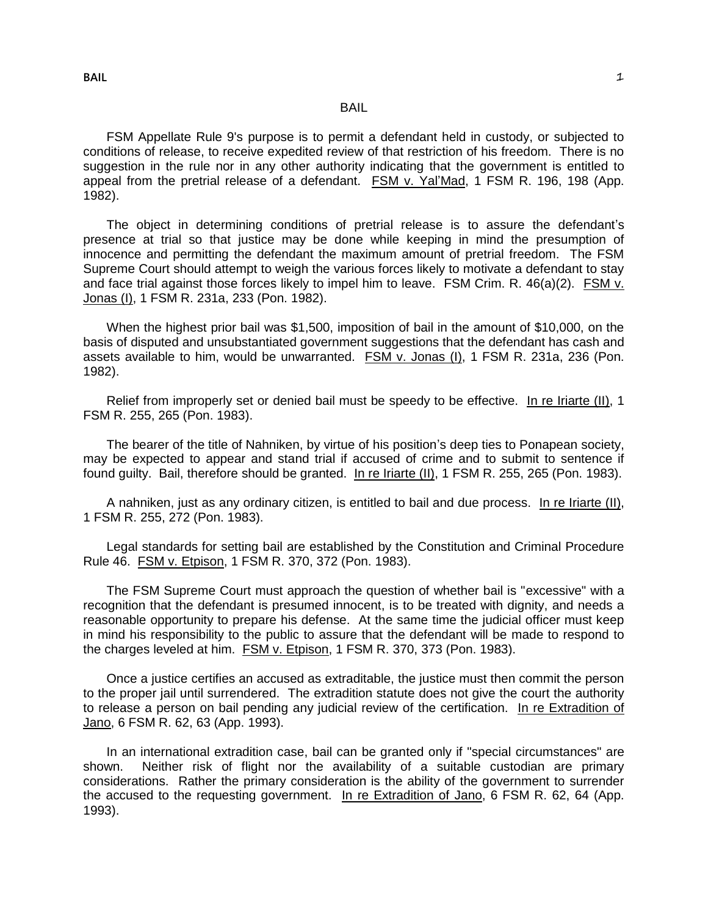# BAIL

FSM Appellate Rule 9's purpose is to permit a defendant held in custody, or subjected to conditions of release, to receive expedited review of that restriction of his freedom. There is no suggestion in the rule nor in any other authority indicating that the government is entitled to appeal from the pretrial release of a defendant. FSM v. Yal'Mad, 1 FSM R. 196, 198 (App. 1982).

The object in determining conditions of pretrial release is to assure the defendant's presence at trial so that justice may be done while keeping in mind the presumption of innocence and permitting the defendant the maximum amount of pretrial freedom. The FSM Supreme Court should attempt to weigh the various forces likely to motivate a defendant to stay and face trial against those forces likely to impel him to leave. FSM Crim. R. 46(a)(2). FSM v. Jonas (I), 1 FSM R. 231a, 233 (Pon. 1982).

When the highest prior bail was $1,500, imposition of bail in the amount of $10,000, on the basis of disputed and unsubstantiated government suggestions that the defendant has cash and assets available to him, would be unwarranted. FSM v. Jonas (I), 1 FSM R. 231a, 236 (Pon. 1982).

Relief from improperly set or denied bail must be speedy to be effective. In re Iriarte (II), 1 FSM R. 255, 265 (Pon. 1983).

The bearer of the title of Nahniken, by virtue of his position's deep ties to Ponapean society, may be expected to appear and stand trial if accused of crime and to submit to sentence if found guilty. Bail, therefore should be granted. In re Iriarte (II), 1 FSM R. 255, 265 (Pon. 1983).

A nahniken, just as any ordinary citizen, is entitled to bail and due process. In re Iriarte (II), 1 FSM R. 255, 272 (Pon. 1983).

Legal standards for setting bail are established by the Constitution and Criminal Procedure Rule 46. FSM v. Etpison, 1 FSM R. 370, 372 (Pon. 1983).

The FSM Supreme Court must approach the question of whether bail is "excessive" with a recognition that the defendant is presumed innocent, is to be treated with dignity, and needs a reasonable opportunity to prepare his defense. At the same time the judicial officer must keep in mind his responsibility to the public to assure that the defendant will be made to respond to the charges leveled at him. FSM v. Etpison, 1 FSM R. 370, 373 (Pon. 1983).

Once a justice certifies an accused as extraditable, the justice must then commit the person to the proper jail until surrendered. The extradition statute does not give the court the authority to release a person on bail pending any judicial review of the certification. In re Extradition of Jano, 6 FSM R. 62, 63 (App. 1993).

In an international extradition case, bail can be granted only if "special circumstances" are shown. Neither risk of flight nor the availability of a suitable custodian are primary considerations. Rather the primary consideration is the ability of the government to surrender the accused to the requesting government. In re Extradition of Jano, 6 FSM R. 62, 64 (App. 1993).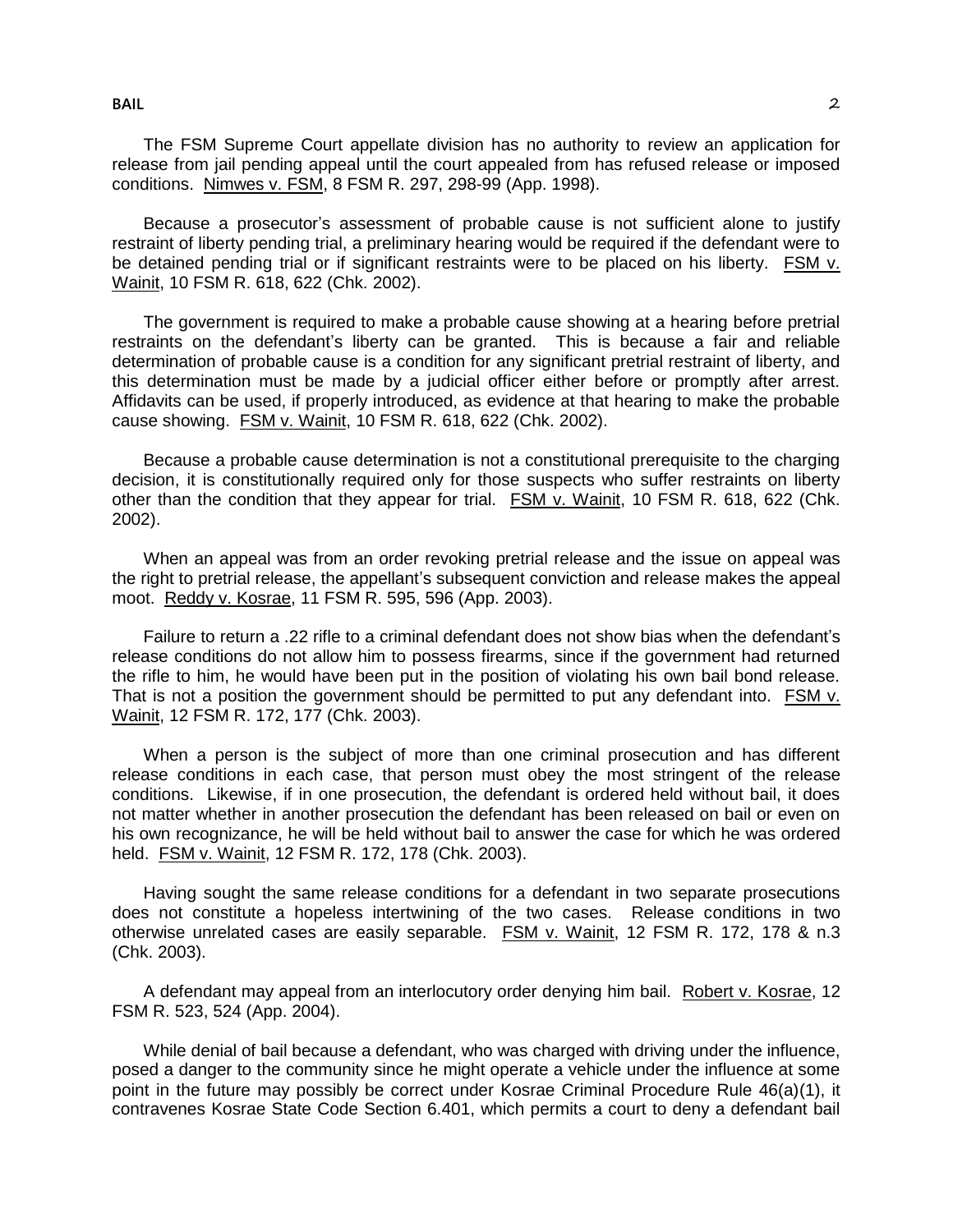The FSM Supreme Court appellate division has no authority to review an application for release from jail pending appeal until the court appealed from has refused release or imposed conditions. Nimwes v. FSM, 8 FSM R. 297, 298-99 (App. 1998).

Because a prosecutor's assessment of probable cause is not sufficient alone to justify restraint of liberty pending trial, a preliminary hearing would be required if the defendant were to be detained pending trial or if significant restraints were to be placed on his liberty. FSM v. Wainit, 10 FSM R. 618, 622 (Chk. 2002).

The government is required to make a probable cause showing at a hearing before pretrial restraints on the defendant's liberty can be granted. This is because a fair and reliable determination of probable cause is a condition for any significant pretrial restraint of liberty, and this determination must be made by a judicial officer either before or promptly after arrest. Affidavits can be used, if properly introduced, as evidence at that hearing to make the probable cause showing. FSM v. Wainit, 10 FSM R. 618, 622 (Chk. 2002).

Because a probable cause determination is not a constitutional prerequisite to the charging decision, it is constitutionally required only for those suspects who suffer restraints on liberty other than the condition that they appear for trial. FSM v. Wainit, 10 FSM R. 618, 622 (Chk. 2002).

When an appeal was from an order revoking pretrial release and the issue on appeal was the right to pretrial release, the appellant's subsequent conviction and release makes the appeal moot. Reddy v. Kosrae, 11 FSM R. 595, 596 (App. 2003).

Failure to return a .22 rifle to a criminal defendant does not show bias when the defendant's release conditions do not allow him to possess firearms, since if the government had returned the rifle to him, he would have been put in the position of violating his own bail bond release. That is not a position the government should be permitted to put any defendant into. FSM v. Wainit, 12 FSM R. 172, 177 (Chk. 2003).

When a person is the subject of more than one criminal prosecution and has different release conditions in each case, that person must obey the most stringent of the release conditions. Likewise, if in one prosecution, the defendant is ordered held without bail, it does not matter whether in another prosecution the defendant has been released on bail or even on his own recognizance, he will be held without bail to answer the case for which he was ordered held. FSM v. Wainit, 12 FSM R. 172, 178 (Chk. 2003).

Having sought the same release conditions for a defendant in two separate prosecutions does not constitute a hopeless intertwining of the two cases. Release conditions in two otherwise unrelated cases are easily separable. FSM v. Wainit, 12 FSM R. 172, 178 & n.3 (Chk. 2003).

A defendant may appeal from an interlocutory order denying him bail. Robert v. Kosrae, 12 FSM R. 523, 524 (App. 2004).

While denial of bail because a defendant, who was charged with driving under the influence, posed a danger to the community since he might operate a vehicle under the influence at some point in the future may possibly be correct under Kosrae Criminal Procedure Rule 46(a)(1), it contravenes Kosrae State Code Section 6.401, which permits a court to deny a defendant bail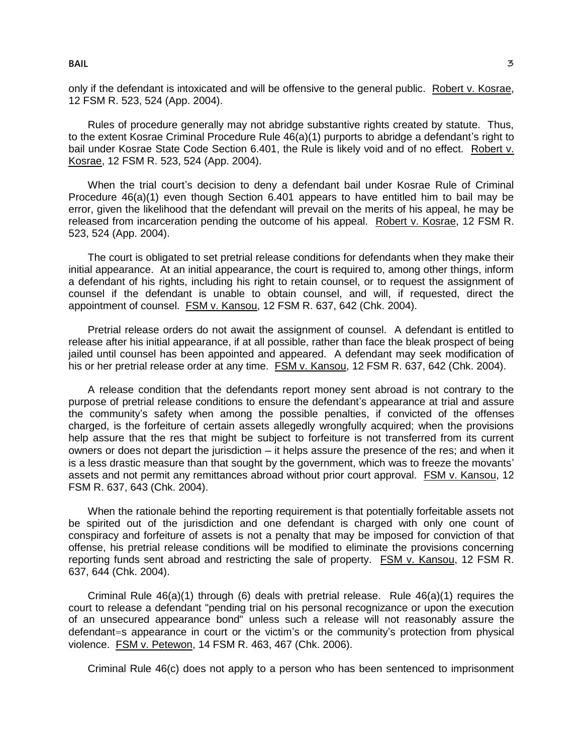only if the defendant is intoxicated and will be offensive to the general public. Robert v. Kosrae, 12 FSM R. 523, 524 (App. 2004).

Rules of procedure generally may not abridge substantive rights created by statute. Thus, to the extent Kosrae Criminal Procedure Rule 46(a)(1) purports to abridge a defendant's right to bail under Kosrae State Code Section 6.401, the Rule is likely void and of no effect. Robert v. Kosrae, 12 FSM R. 523, 524 (App. 2004).

When the trial court's decision to deny a defendant bail under Kosrae Rule of Criminal Procedure 46(a)(1) even though Section 6.401 appears to have entitled him to bail may be error, given the likelihood that the defendant will prevail on the merits of his appeal, he may be released from incarceration pending the outcome of his appeal. Robert v. Kosrae, 12 FSM R. 523, 524 (App. 2004).

The court is obligated to set pretrial release conditions for defendants when they make their initial appearance. At an initial appearance, the court is required to, among other things, inform a defendant of his rights, including his right to retain counsel, or to request the assignment of counsel if the defendant is unable to obtain counsel, and will, if requested, direct the appointment of counsel. FSM v. Kansou, 12 FSM R. 637, 642 (Chk. 2004).

Pretrial release orders do not await the assignment of counsel. A defendant is entitled to release after his initial appearance, if at all possible, rather than face the bleak prospect of being jailed until counsel has been appointed and appeared. A defendant may seek modification of his or her pretrial release order at any time. FSM v. Kansou, 12 FSM R. 637, 642 (Chk. 2004).

A release condition that the defendants report money sent abroad is not contrary to the purpose of pretrial release conditions to ensure the defendant's appearance at trial and assure the community's safety when among the possible penalties, if convicted of the offenses charged, is the forfeiture of certain assets allegedly wrongfully acquired; when the provisions help assure that the res that might be subject to forfeiture is not transferred from its current owners or does not depart the jurisdiction – it helps assure the presence of the res; and when it is a less drastic measure than that sought by the government, which was to freeze the movants' assets and not permit any remittances abroad without prior court approval. FSM v. Kansou, 12 FSM R. 637, 643 (Chk. 2004).

When the rationale behind the reporting requirement is that potentially forfeitable assets not be spirited out of the jurisdiction and one defendant is charged with only one count of conspiracy and forfeiture of assets is not a penalty that may be imposed for conviction of that offense, his pretrial release conditions will be modified to eliminate the provisions concerning reporting funds sent abroad and restricting the sale of property. FSM v. Kansou, 12 FSM R. 637, 644 (Chk. 2004).

Criminal Rule 46(a)(1) through (6) deals with pretrial release. Rule 46(a)(1) requires the court to release a defendant "pending trial on his personal recognizance or upon the execution of an unsecured appearance bond" unless such a release will not reasonably assure the defendant=s appearance in court or the victim's or the community's protection from physical violence. FSM v. Petewon, 14 FSM R. 463, 467 (Chk. 2006).

Criminal Rule 46(c) does not apply to a person who has been sentenced to imprisonment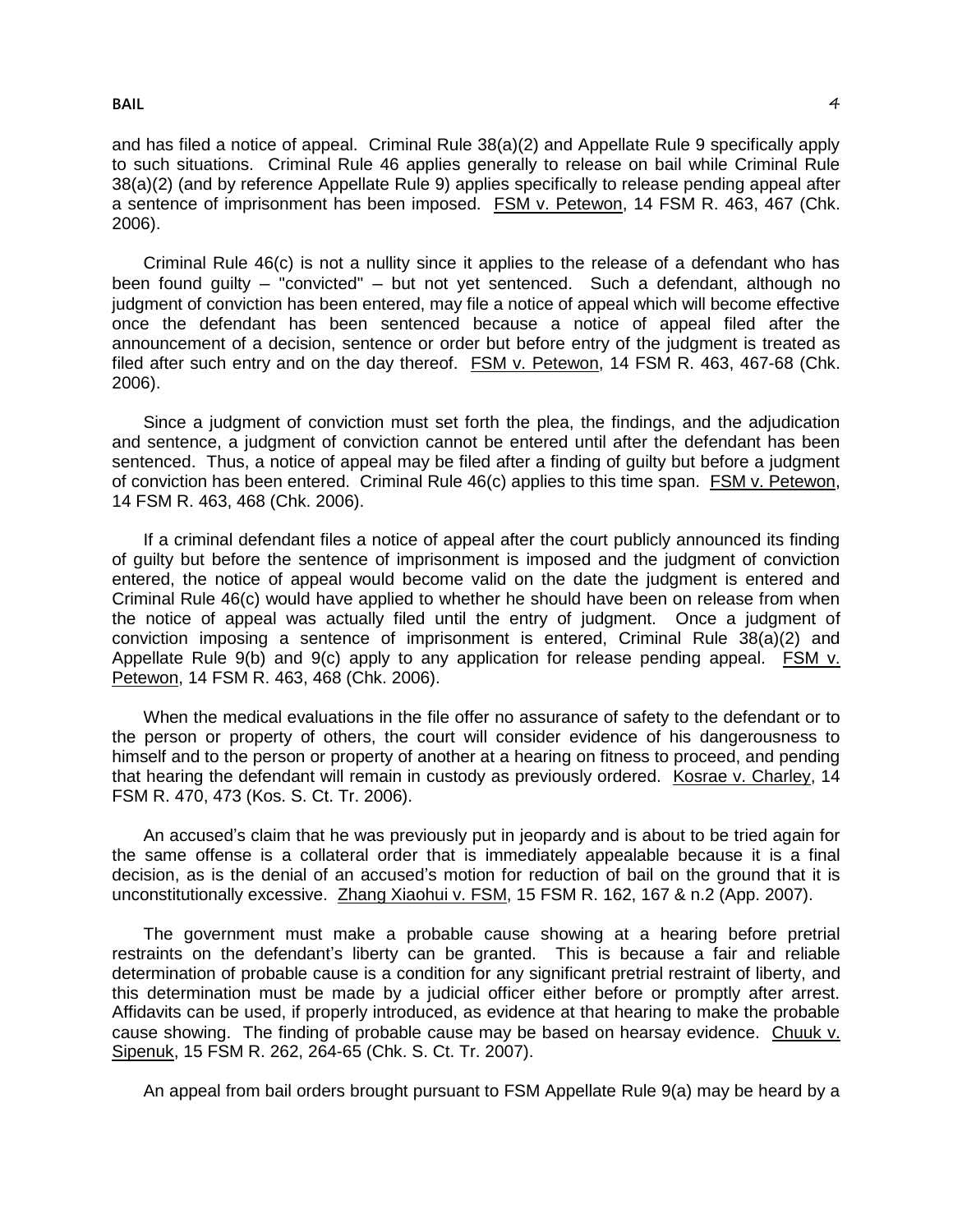and has filed a notice of appeal. Criminal Rule 38(a)(2) and Appellate Rule 9 specifically apply to such situations. Criminal Rule 46 applies generally to release on bail while Criminal Rule 38(a)(2) (and by reference Appellate Rule 9) applies specifically to release pending appeal after a sentence of imprisonment has been imposed. FSM v. Petewon, 14 FSM R. 463, 467 (Chk. 2006).

Criminal Rule 46(c) is not a nullity since it applies to the release of a defendant who has been found guilty – "convicted" – but not yet sentenced. Such a defendant, although no judgment of conviction has been entered, may file a notice of appeal which will become effective once the defendant has been sentenced because a notice of appeal filed after the announcement of a decision, sentence or order but before entry of the judgment is treated as filed after such entry and on the day thereof. FSM v. Petewon, 14 FSM R. 463, 467-68 (Chk. 2006).

Since a judgment of conviction must set forth the plea, the findings, and the adjudication and sentence, a judgment of conviction cannot be entered until after the defendant has been sentenced. Thus, a notice of appeal may be filed after a finding of guilty but before a judgment of conviction has been entered. Criminal Rule 46(c) applies to this time span. FSM v. Petewon, 14 FSM R. 463, 468 (Chk. 2006).

If a criminal defendant files a notice of appeal after the court publicly announced its finding of guilty but before the sentence of imprisonment is imposed and the judgment of conviction entered, the notice of appeal would become valid on the date the judgment is entered and Criminal Rule 46(c) would have applied to whether he should have been on release from when the notice of appeal was actually filed until the entry of judgment. Once a judgment of conviction imposing a sentence of imprisonment is entered, Criminal Rule 38(a)(2) and Appellate Rule 9(b) and 9(c) apply to any application for release pending appeal. FSM v. Petewon, 14 FSM R. 463, 468 (Chk. 2006).

When the medical evaluations in the file offer no assurance of safety to the defendant or to the person or property of others, the court will consider evidence of his dangerousness to himself and to the person or property of another at a hearing on fitness to proceed, and pending that hearing the defendant will remain in custody as previously ordered. Kosrae v. Charley, 14 FSM R. 470, 473 (Kos. S. Ct. Tr. 2006).

An accused's claim that he was previously put in jeopardy and is about to be tried again for the same offense is a collateral order that is immediately appealable because it is a final decision, as is the denial of an accused's motion for reduction of bail on the ground that it is unconstitutionally excessive. Zhang Xiaohui v. FSM, 15 FSM R. 162, 167 & n.2 (App. 2007).

The government must make a probable cause showing at a hearing before pretrial restraints on the defendant's liberty can be granted. This is because a fair and reliable determination of probable cause is a condition for any significant pretrial restraint of liberty, and this determination must be made by a judicial officer either before or promptly after arrest. Affidavits can be used, if properly introduced, as evidence at that hearing to make the probable cause showing. The finding of probable cause may be based on hearsay evidence. Chuuk v. Sipenuk, 15 FSM R. 262, 264-65 (Chk. S. Ct. Tr. 2007).

An appeal from bail orders brought pursuant to FSM Appellate Rule 9(a) may be heard by a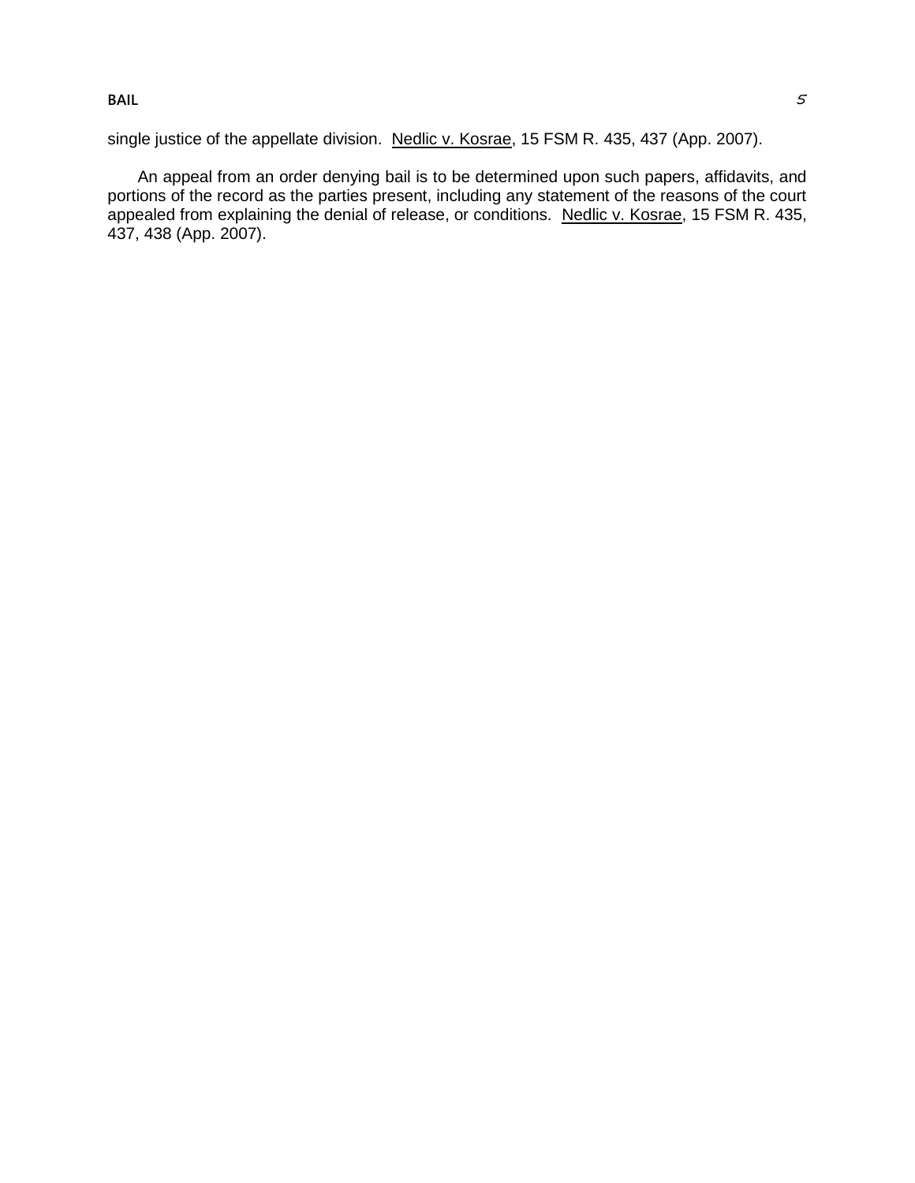single justice of the appellate division. Nedlic v. Kosrae, 15 FSM R. 435, 437 (App. 2007).

An appeal from an order denying bail is to be determined upon such papers, affidavits, and portions of the record as the parties present, including any statement of the reasons of the court appealed from explaining the denial of release, or conditions. Nedlic v. Kosrae, 15 FSM R. 435, 437, 438 (App. 2007).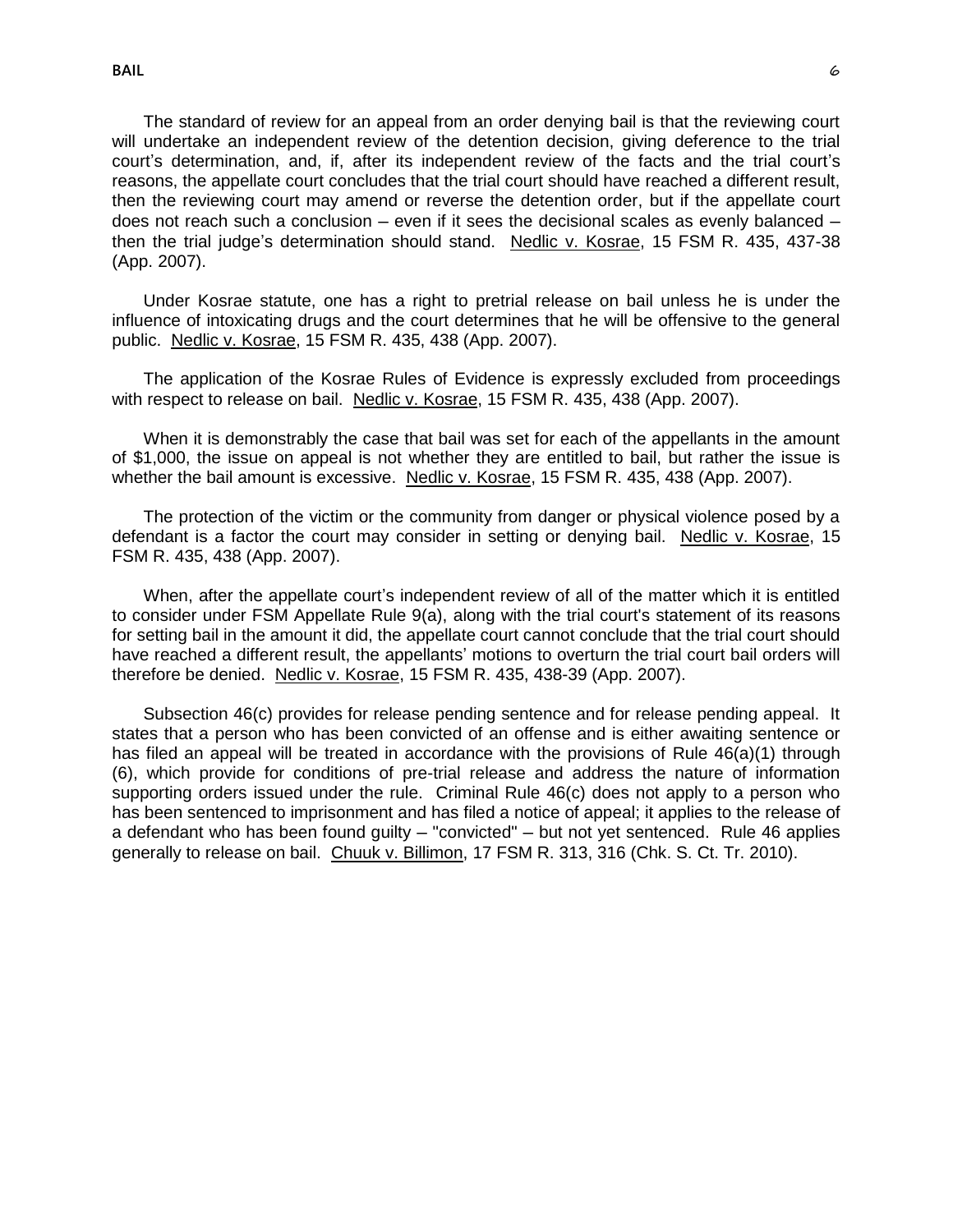The standard of review for an appeal from an order denying bail is that the reviewing court will undertake an independent review of the detention decision, giving deference to the trial court's determination, and, if, after its independent review of the facts and the trial court's reasons, the appellate court concludes that the trial court should have reached a different result, then the reviewing court may amend or reverse the detention order, but if the appellate court does not reach such a conclusion – even if it sees the decisional scales as evenly balanced – then the trial judge's determination should stand. Nedlic v. Kosrae, 15 FSM R. 435, 437-38 (App. 2007).

Under Kosrae statute, one has a right to pretrial release on bail unless he is under the influence of intoxicating drugs and the court determines that he will be offensive to the general public. Nedlic v. Kosrae, 15 FSM R. 435, 438 (App. 2007).

The application of the Kosrae Rules of Evidence is expressly excluded from proceedings with respect to release on bail. Nedlic v. Kosrae, 15 FSM R. 435, 438 (App. 2007).

When it is demonstrably the case that bail was set for each of the appellants in the amount of $1,000, the issue on appeal is not whether they are entitled to bail, but rather the issue is whether the bail amount is excessive. Nedlic v. Kosrae, 15 FSM R. 435, 438 (App. 2007).

The protection of the victim or the community from danger or physical violence posed by a defendant is a factor the court may consider in setting or denying bail. Nedlic v. Kosrae, 15 FSM R. 435, 438 (App. 2007).

When, after the appellate court's independent review of all of the matter which it is entitled to consider under FSM Appellate Rule 9(a), along with the trial court's statement of its reasons for setting bail in the amount it did, the appellate court cannot conclude that the trial court should have reached a different result, the appellants' motions to overturn the trial court bail orders will therefore be denied. Nedlic v. Kosrae, 15 FSM R. 435, 438-39 (App. 2007).

Subsection 46(c) provides for release pending sentence and for release pending appeal. It states that a person who has been convicted of an offense and is either awaiting sentence or has filed an appeal will be treated in accordance with the provisions of Rule 46(a)(1) through (6), which provide for conditions of pre-trial release and address the nature of information supporting orders issued under the rule. Criminal Rule 46(c) does not apply to a person who has been sentenced to imprisonment and has filed a notice of appeal; it applies to the release of a defendant who has been found guilty – "convicted" – but not yet sentenced. Rule 46 applies generally to release on bail. Chuuk v. Billimon, 17 FSM R. 313, 316 (Chk. S. Ct. Tr. 2010).